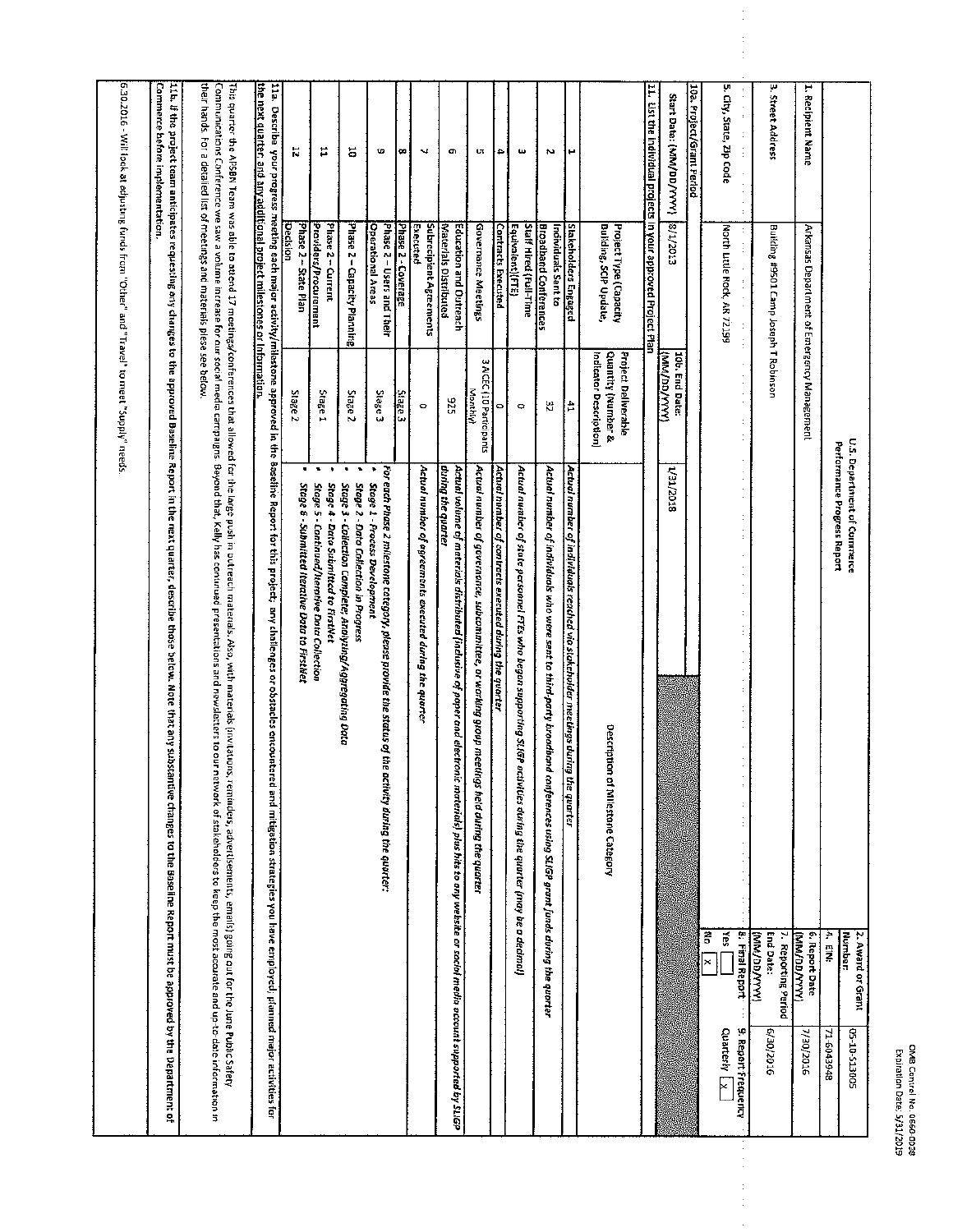OMB Control No. 0660-0038
Expiration Date: 5/31/2019

# U.S. Department of Commerce
## Performance Progress Report

| | | | |
|---|---|---|---|
| 1. Recipient Name | Arkansas Department of Emergency Management | 2. Award or Grant Number: | 05-10-S13005 |
| | | 4. EIN: | 71-6043948 |
| 3. Street Address | Building #9501 Camp Joseph T Robinson | 6. Report Date (MM/DD/YYYY) | 7/30/2016 |
| | | 7. Reporting Period End Date: (MM/DD/YYYY) | 6/30/2016 |
| 5. City, State, Zip Code | North Little Rock, AR 72199 | 8. Final Report Yes [ ] No [X] | 9. Report Frequency Quarterly [X] |
| 10a. Project/Grant Period | | | |
| Start Date: (MM/DD/YYYY) | 8/1/2013 | 10b. End Date: (MM/DD/YYYY) | 1/31/2018 |

**11. List the individual projects in your approved Project Plan**

| | Project Type (Capacity Building, SCIP Update, | Project Deliverable Quantity (Number & Indicator Description) | Description of Milestone Category |
|---|---|---|---|
| 1 | Stakeholders Engaged | 41 | *Actual number of individuals reached via stakeholder meetings during the quarter* |
| 2 | Individuals Sent to Broadband Conferences | 32 | *Actual number of individuals who were sent to third-party broadband conferences using SLIGP grant funds during the quarter* |
| 3 | Staff Hired (Full-Time Equivalent)(FTE) | 0 | *Actual number of state personnel FTEs who began supporting SLIGP activities during the quarter (may be a decimal)* |
| 4 | Contracts Executed | 0 | *Actual number of contracts executed during the quarter* |
| 5 | Governance Meetings | 3 ACEC (10 Participants Monthly) | *Actual number of governance, subcommittee, or working group meetings held during the quarter* |
| 6 | Education and Outreach Materials Distributed | 925 | *Actual volume of materials distributed (inclusive of paper and electronic materials) plus hits to any website or social media account supported by SLIGP during the quarter* |
| 7 | Subrecipient Agreements Executed | 0 | *Actual number of agreements executed during the quarter* |
| 8 | Phase 2 - Coverage | Stage 3 | *For each Phase 2 milestone category, please provide the status of the activity during the quarter:* |
| 9 | Phase 2 – Users and Their Operational Areas | Stage 3 | • *Stage 1 - Process Development* |
| 10 | Phase 2 – Capacity Planning | Stage 2 | • *Stage 2 - Data Collection in Progress* • *Stage 3 - Collection Complete; Analyzing/Aggregating Data* |
| 11 | Phase 2 – Current Providers/Procurement | Stage 1 | • *Stage 4 - Data Submitted to FirstNet* • *Stage 5 - Continued/Iterative Data Collection* |
| 12 | Phase 2 – State Plan Decision | Stage 2 | • *Stage 6 - Submitted Iterative Data to FirstNet* |

**11a. Describe your progress meeting each major activity/milestone approved in the Baseline Report for this project; any challenges or obstacles encountered and mitigation strategies you have employed; planned major activities for the next quarter; and any additional project milestones or information.**

This quarter the APSBN Team was able to attend 17 meetings/conferences that allowed for the large push in outreach materials. Also, with materials (invitations, reminders, advertisements, emails) going out for the June Public Safety Communications Conference we saw a volume increase for our social media campaigns. Beyond that, Kelly has continued presentations and newsletters to our network of stakeholders to keep the most accurate and up-to-date information in their hands. For a detailed list of meetings and materials plese see below.

**11b. If the project team anticipates requesting any changes to the approved Baseline Report in the next quarter, describe those below. Note that any substantive changes to the Baseline Report must be approved by the Department of Commerce before implementation.**

6.30.2016 - Will look at adjusting funds from "Other" and "Travel" to meet "Supply" needs.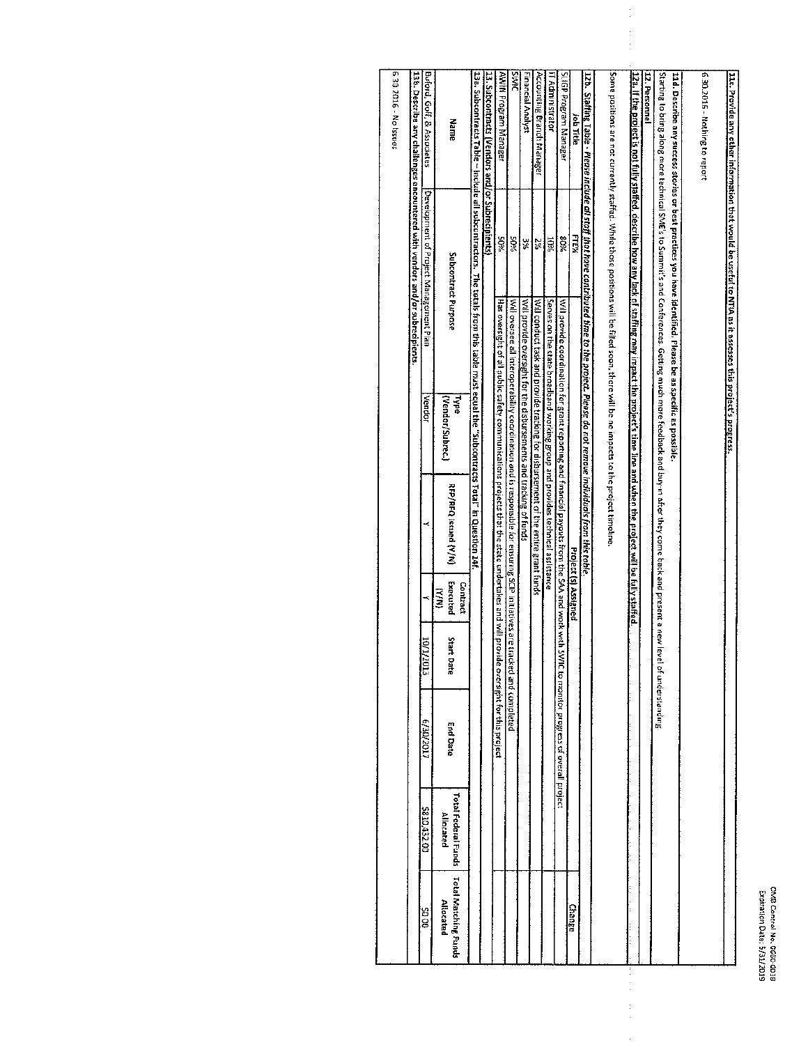**11c. Provide any other information that would be useful to NTIA as it assesses this project's progress.**

6.30.2016 - Nothing to report

**11d. Describe any success stories or best practices you have identified. Please be as specific as possible.**

Starting to bring along more technical SME's to Summit's and Conferences. Getting much more feedback and buy in after they come back and present a new level of understanding

**12. Personnel**

**12a. If the project is not fully staffed, describe how any lack of staffing may impact the project's time line and when the project will be fully staffed.**

Some positions are not currently staffed. While those positions will be filled soon, there will be no impacts to the project timeline.

**12b. Staffing Table** - *Please include all staff that have contributed time to the project. Please do not remove individuals from this table.*

| Job Title | FTE% | Project (s) Assigned | Change |
|---|---|---|---|
| SLIGP Program Manager | 80% | Will provide coordination for grant reporting and financial payouts from the SAA and work with SWIC to monitor progress of overall project | |
| IT Administrator | 10% | Serves on the state broadband working group and provides technical assistance | |
| Accounting Branch Manager | 2% | Will conduct task and provide tracking for disbursement of the entire grant funds | |
| Financial Analyst | 3% | Will provide oversight for the disbursements and tracking of funds | |
| SWIC | 50% | Will oversee all interoperability coordination and is responsible for ensuring SCIP initiatives are tracked and completed | |
| AWIN Program Manager | 50% | Has oversight of all public safety communications projects that the state undertakes and will provide oversight for this project | |

**13. Subcontracts (Vendors and/or Subrecipients)**

**13a. Subcontracts Table** – Include all subcontractors. The totals from this table must equal the "Subcontracts Total" in Question 14f.

| Name | Subcontract Purpose | Type (Vendor/Subrec.) | RFP/RFQ Issued (Y/N) | Contract Executed (Y/N) | Start Date | End Date | Total Federal Funds Allocated | Total Matching Funds Allocated |
|---|---|---|---|---|---|---|---|---|
| Buford, Goff, & Associates | Development of Project Management Plan | Vendor | Y | Y | 10/1/2013 | 6/30/2017 | $810,432.00 | $0.00 |

**13b. Describe any challenges encountered with vendors and/or subrecipients.**

6.30.2016 - No issues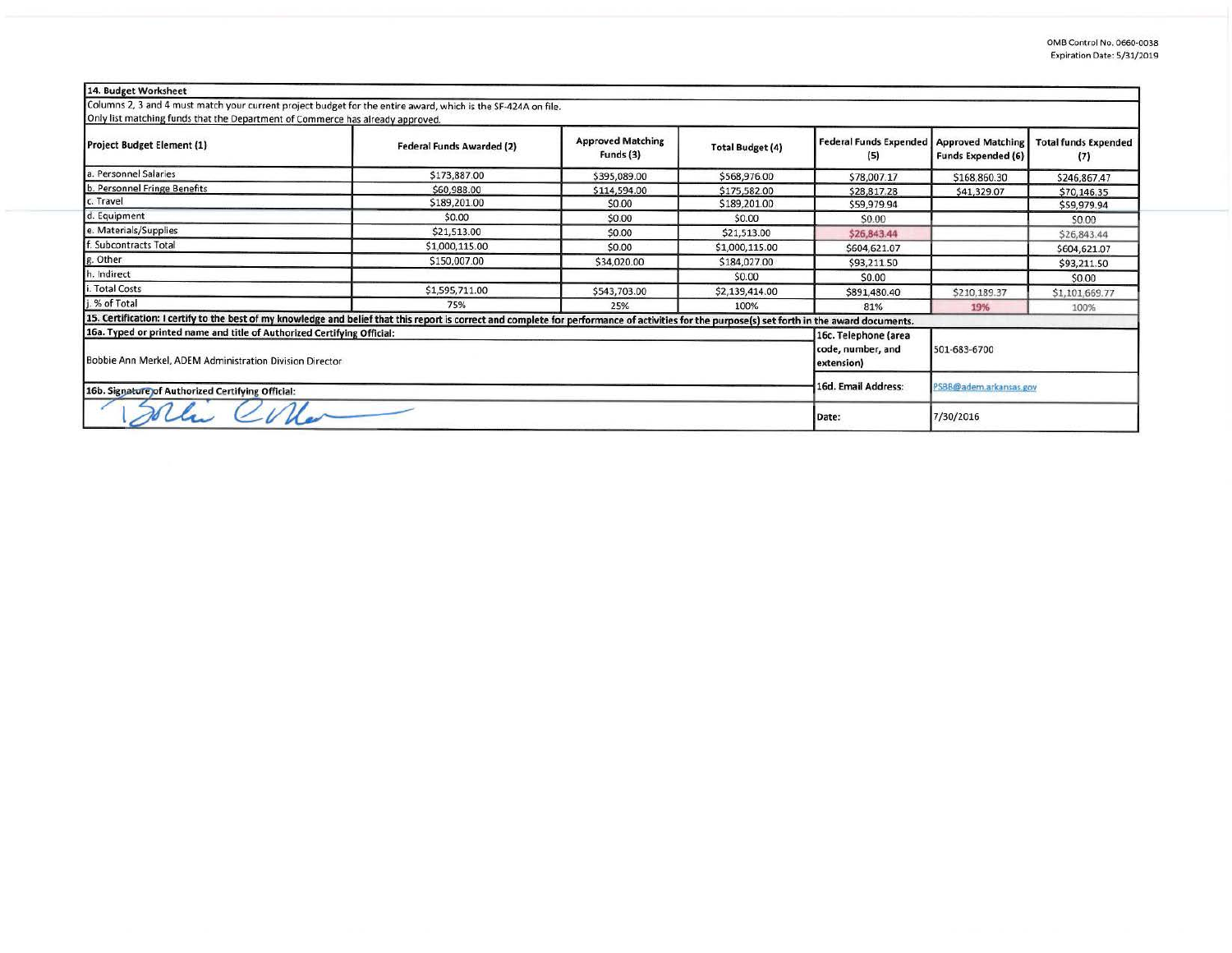OMB Control No. 0660-0038
Expiration Date: 5/31/2019

| 14. Budget Worksheet | | | | | | |
|---|---|---|---|---|---|---|
| Columns 2, 3 and 4 must match your current project budget for the entire award, which is the SF-424A on file. Only list matching funds that the Department of Commerce has already approved. | | | | | | |
| **Project Budget Element (1)** | **Federal Funds Awarded (2)** | **Approved Matching Funds (3)** | **Total Budget (4)** | **Federal Funds Expended (5)** | **Approved Matching Funds Expended (6)** | **Total funds Expended (7)** |
| a. Personnel Salaries | $173,887.00 | $395,089.00 | $568,976.00 | $78,007.17 | $168,860.30 | $246,867.47 |
| b. Personnel Fringe Benefits | $60,988.00 | $114,594.00 | $175,582.00 | $28,817.28 | $41,329.07 | $70,146.35 |
| c. Travel | $189,201.00 | $0.00 | $189,201.00 | $59,979.94 | | $59,979.94 |
| d. Equipment | $0.00 | $0.00 | $0.00 | $0.00 | | $0.00 |
| e. Materials/Supplies | $21,513.00 | $0.00 | $21,513.00 | $26,843.44 | | $26,843.44 |
| f. Subcontracts Total | $1,000,115.00 | $0.00 | $1,000,115.00 | $604,621.07 | | $604,621.07 |
| g. Other | $150,007.00 | $34,020.00 | $184,027.00 | $93,211.50 | | $93,211.50 |
| h. Indirect | | | $0.00 | $0.00 | | $0.00 |
| i. Total Costs | $1,595,711.00 | $543,703.00 | $2,139,414.00 | $891,480.40 | $210,189.37 | $1,101,669.77 |
| j. % of Total | 75% | 25% | 100% | 81% | 19% | 100% |

**15. Certification: I certify to the best of my knowledge and belief that this report is correct and complete for performance of activities for the purpose(s) set forth in the award documents.**

| | | | |
|---|---|---|---|
| **16a. Typed or printed name and title of Authorized Certifying Official:** Bobbie Ann Merkel, ADEM Administration Division Director | | **16c. Telephone (area code, number, and extension)** | 501-683-6700 |
| **16b. Signature of Authorized Certifying Official:** | | **16d. Email Address:** | PSBB@adem.arkansas.gov |
| Bobbie Ann Merkel | | **Date:** | 7/30/2016 |